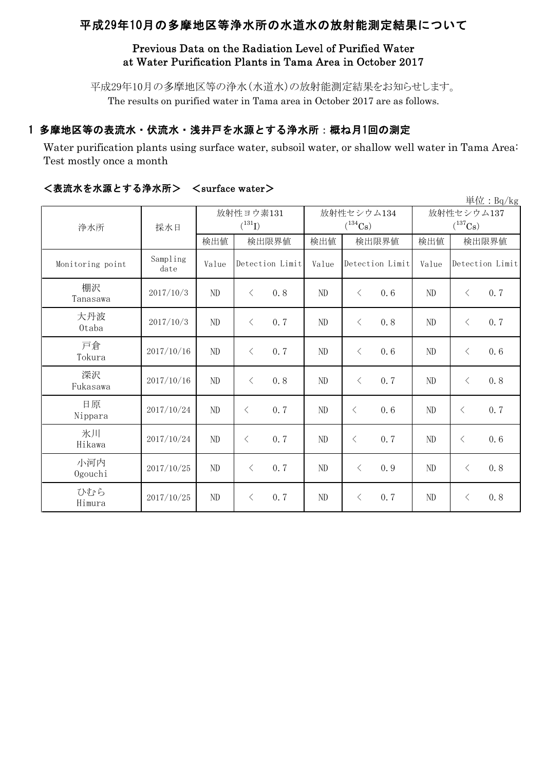# 平成29年10月の多摩地区等浄水所の水道水の放射能測定結果について

## Previous Data on the Radiation Level of Purified Water at Water Purification Plants in Tama Area in October 2017

平成29年10月の多摩地区等の浄水(水道水)の放射能測定結果をお知らせします。
The results on purified water in Tama area in October 2017 are as follows.

## 1 多摩地区等の表流水・伏流水・浅井戸を水源とする浄水所：概ね月1回の測定

Water purification plants using surface water, subsoil water, or shallow well water in Tama Area: Test mostly once a month

### <表流水を水源とする浄水所>　<surface water>

単位：Bq/kg

| 浄水所 | 採水日 | 放射性ヨウ素131 ($^{131}I$) | | 放射性セシウム134 ($^{134}Cs$) | | 放射性セシウム137 ($^{137}Cs$) | |
|---|---|---|---|---|---|---|---|
| | | 検出値 | 検出限界値 | 検出値 | 検出限界値 | 検出値 | 検出限界値 |
| Monitoring point | Sampling date | Value | Detection Limit | Value | Detection Limit | Value | Detection Limit |
| 棚沢 Tanasawa | 2017/10/3 | ND | < 0.8 | ND | < 0.6 | ND | < 0.7 |
| 大丹波 Otaba | 2017/10/3 | ND | < 0.7 | ND | < 0.8 | ND | < 0.7 |
| 戸倉 Tokura | 2017/10/16 | ND | < 0.7 | ND | < 0.6 | ND | < 0.6 |
| 深沢 Fukasawa | 2017/10/16 | ND | < 0.8 | ND | < 0.7 | ND | < 0.8 |
| 日原 Nippara | 2017/10/24 | ND | < 0.7 | ND | < 0.6 | ND | < 0.7 |
| 氷川 Hikawa | 2017/10/24 | ND | < 0.7 | ND | < 0.7 | ND | < 0.6 |
| 小河内 Ogouchi | 2017/10/25 | ND | < 0.7 | ND | < 0.9 | ND | < 0.8 |
| ひむら Himura | 2017/10/25 | ND | < 0.7 | ND | < 0.7 | ND | < 0.8 |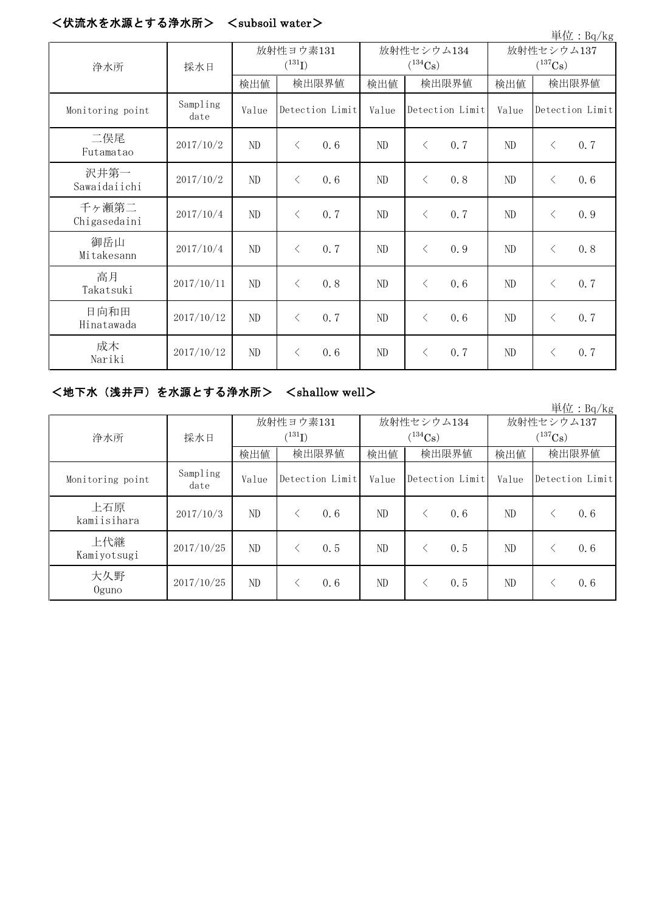## ＜伏流水を水源とする浄水所＞　＜subsoil water＞

単位：Bq/kg

| 浄水所 | 採水日 | 放射性ヨウ素131 ($^{131}I$) | | 放射性セシウム134 ($^{134}Cs$) | | 放射性セシウム137 ($^{137}Cs$) | |
|---|---|---|---|---|---|---|---|
| | | 検出値 | 検出限界値 | 検出値 | 検出限界値 | 検出値 | 検出限界値 |
| Monitoring point | Sampling date | Value | Detection Limit | Value | Detection Limit | Value | Detection Limit |
| 二俣尾 Futamatao | 2017/10/2 | ND | ＜　0.6 | ND | ＜　0.7 | ND | ＜　0.7 |
| 沢井第一 Sawaidaiichi | 2017/10/2 | ND | ＜　0.6 | ND | ＜　0.8 | ND | ＜　0.6 |
| 千ヶ瀬第二 Chigasedaini | 2017/10/4 | ND | ＜　0.7 | ND | ＜　0.7 | ND | ＜　0.9 |
| 御岳山 Mitakesann | 2017/10/4 | ND | ＜　0.7 | ND | ＜　0.9 | ND | ＜　0.8 |
| 高月 Takatsuki | 2017/10/11 | ND | ＜　0.8 | ND | ＜　0.6 | ND | ＜　0.7 |
| 日向和田 Hinatawada | 2017/10/12 | ND | ＜　0.7 | ND | ＜　0.6 | ND | ＜　0.7 |
| 成木 Nariki | 2017/10/12 | ND | ＜　0.6 | ND | ＜　0.7 | ND | ＜　0.7 |

## ＜地下水（浅井戸）を水源とする浄水所＞　＜shallow well＞

単位：Bq/kg

| 浄水所 | 採水日 | 放射性ヨウ素131 ($^{131}I$) | | 放射性セシウム134 ($^{134}Cs$) | | 放射性セシウム137 ($^{137}Cs$) | |
|---|---|---|---|---|---|---|---|
| | | 検出値 | 検出限界値 | 検出値 | 検出限界値 | 検出値 | 検出限界値 |
| Monitoring point | Sampling date | Value | Detection Limit | Value | Detection Limit | Value | Detection Limit |
| 上石原 kamiisihara | 2017/10/3 | ND | ＜　0.6 | ND | ＜　0.6 | ND | ＜　0.6 |
| 上代継 Kamiyotsugi | 2017/10/25 | ND | ＜　0.5 | ND | ＜　0.5 | ND | ＜　0.6 |
| 大久野 Oguno | 2017/10/25 | ND | ＜　0.6 | ND | ＜　0.5 | ND | ＜　0.6 |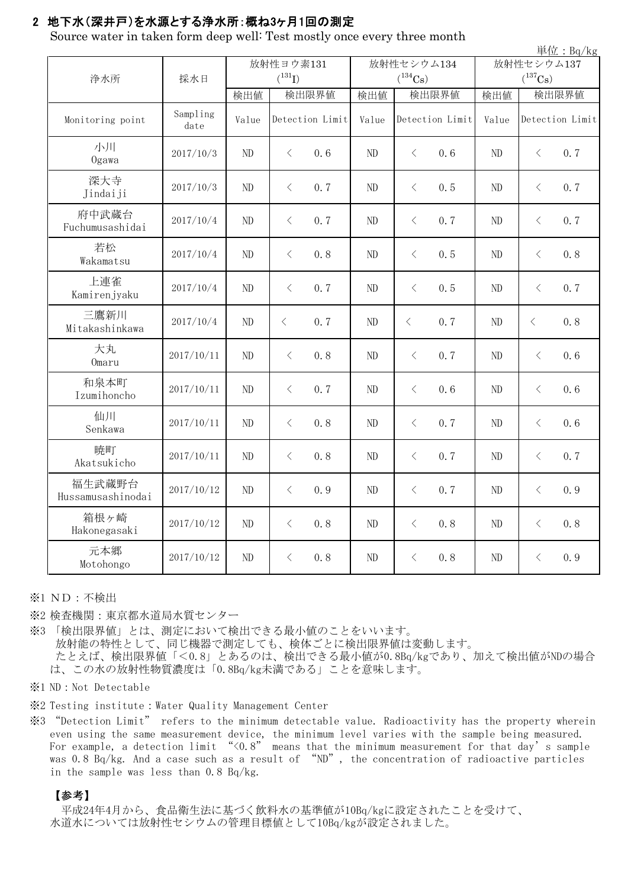## 2 地下水(深井戸)を水源とする浄水所:概ね3ヶ月1回の測定

Source water in taken form deep well: Test mostly once every three month

単位：Bq/kg

| 浄水所 | 採水日 | 放射性ヨウ素131 ($^{131}I$) | | 放射性セシウム134 ($^{134}Cs$) | | 放射性セシウム137 ($^{137}Cs$) | |
|---|---|---|---|---|---|---|---|
| | | 検出値 | 検出限界値 | 検出値 | 検出限界値 | 検出値 | 検出限界値 |
| Monitoring point | Sampling date | Value | Detection Limit | Value | Detection Limit | Value | Detection Limit |
| 小川 Ogawa | 2017/10/3 | ND | ＜ 0.6 | ND | ＜ 0.6 | ND | ＜ 0.7 |
| 深大寺 Jindaiji | 2017/10/3 | ND | ＜ 0.7 | ND | ＜ 0.5 | ND | ＜ 0.7 |
| 府中武蔵台 Fuchumusashidai | 2017/10/4 | ND | ＜ 0.7 | ND | ＜ 0.7 | ND | ＜ 0.7 |
| 若松 Wakamatsu | 2017/10/4 | ND | ＜ 0.8 | ND | ＜ 0.5 | ND | ＜ 0.8 |
| 上連雀 Kamirenjyaku | 2017/10/4 | ND | ＜ 0.7 | ND | ＜ 0.5 | ND | ＜ 0.7 |
| 三鷹新川 Mitakashinkawa | 2017/10/4 | ND | ＜ 0.7 | ND | ＜ 0.7 | ND | ＜ 0.8 |
| 大丸 Omaru | 2017/10/11 | ND | ＜ 0.8 | ND | ＜ 0.7 | ND | ＜ 0.6 |
| 和泉本町 Izumihoncho | 2017/10/11 | ND | ＜ 0.7 | ND | ＜ 0.6 | ND | ＜ 0.6 |
| 仙川 Senkawa | 2017/10/11 | ND | ＜ 0.8 | ND | ＜ 0.7 | ND | ＜ 0.6 |
| 暁町 Akatsukicho | 2017/10/11 | ND | ＜ 0.8 | ND | ＜ 0.7 | ND | ＜ 0.7 |
| 福生武蔵野台 Hussamusashinodai | 2017/10/12 | ND | ＜ 0.9 | ND | ＜ 0.7 | ND | ＜ 0.9 |
| 箱根ヶ崎 Hakonegasaki | 2017/10/12 | ND | ＜ 0.8 | ND | ＜ 0.8 | ND | ＜ 0.8 |
| 元本郷 Motohongo | 2017/10/12 | ND | ＜ 0.8 | ND | ＜ 0.8 | ND | ＜ 0.9 |

※1 ＮＤ：不検出

※2 検査機関：東京都水道局水質センター

※3 「検出限界値」とは、測定において検出できる最小値のことをいいます。
放射能の特性として、同じ機器で測定しても、検体ごとに検出限界値は変動します。
たとえば、検出限界値「＜0.8」とあるのは、検出できる最小値が0.8Bq/kgであり、加えて検出値がNDの場合は、この水の放射性物質濃度は「0.8Bq/kg未満である」ことを意味します。

※1 ND：Not Detectable

※2 Testing institute：Water Quality Management Center

※3 "Detection Limit" refers to the minimum detectable value. Radioactivity has the property wherein even using the same measurement device, the minimum level varies with the sample being measured. For example, a detection limit "<0.8" means that the minimum measurement for that day's sample was 0.8 Bq/kg. And a case such as a result of "ND", the concentration of radioactive particles in the sample was less than 0.8 Bq/kg.

**【参考】**

平成24年4月から、食品衛生法に基づく飲料水の基準値が10Bq/kgに設定されたことを受けて、水道水については放射性セシウムの管理目標値として10Bq/kgが設定されました。